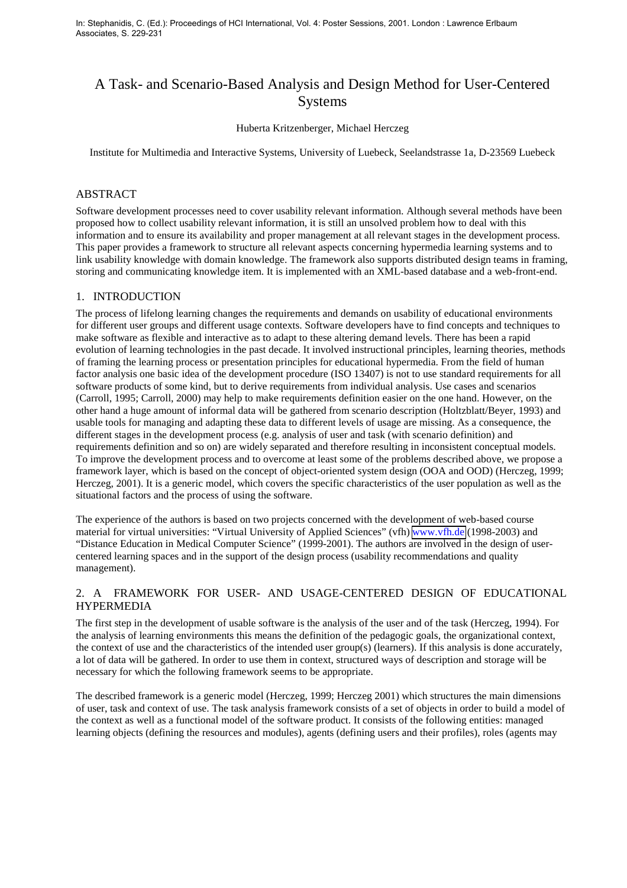In: Stephanidis, C. (Ed.): Proceedings of HCI International, Vol. 4: Poster Sessions, 2001. London : Lawrence Erlbaum Associates, S. 229-231

# A Task- and Scenario-Based Analysis and Design Method for User-Centered Systems

Huberta Kritzenberger, Michael Herczeg

Institute for Multimedia and Interactive Systems, University of Luebeck, Seelandstrasse 1a, D-23569 Luebeck

## ABSTRACT

Software development processes need to cover usability relevant information. Although several methods have been proposed how to collect usability relevant information, it is still an unsolved problem how to deal with this information and to ensure its availability and proper management at all relevant stages in the development process. This paper provides a framework to structure all relevant aspects concerning hypermedia learning systems and to link usability knowledge with domain knowledge. The framework also supports distributed design teams in framing, storing and communicating knowledge item. It is implemented with an XML-based database and a web-front-end.

## 1. INTRODUCTION

The process of lifelong learning changes the requirements and demands on usability of educational environments for different user groups and different usage contexts. Software developers have to find concepts and techniques to make software as flexible and interactive as to adapt to these altering demand levels. There has been a rapid evolution of learning technologies in the past decade. It involved instructional principles, learning theories, methods of framing the learning process or presentation principles for educational hypermedia. From the field of human factor analysis one basic idea of the development procedure (ISO 13407) is not to use standard requirements for all software products of some kind, but to derive requirements from individual analysis. Use cases and scenarios (Carroll, 1995; Carroll, 2000) may help to make requirements definition easier on the one hand. However, on the other hand a huge amount of informal data will be gathered from scenario description (Holtzblatt/Beyer, 1993) and usable tools for managing and adapting these data to different levels of usage are missing. As a consequence, the different stages in the development process (e.g. analysis of user and task (with scenario definition) and requirements definition and so on) are widely separated and therefore resulting in inconsistent conceptual models. To improve the development process and to overcome at least some of the problems described above, we propose a framework layer, which is based on the concept of object-oriented system design (OOA and OOD) (Herczeg, 1999; Herczeg, 2001). It is a generic model, which covers the specific characteristics of the user population as well as the situational factors and the process of using the software.

The experience of the authors is based on two projects concerned with the development of web-based course material for virtual universities: "Virtual University of Applied Sciences" (vfh) www.vfh.de (1998-2003) and "Distance Education in Medical Computer Science" (1999-2001). The authors are involved in the design of user-centered learning spaces and in the support of the design process (usability recommendations and quality management).

## 2. A FRAMEWORK FOR USER- AND USAGE-CENTERED DESIGN OF EDUCATIONAL HYPERMEDIA

The first step in the development of usable software is the analysis of the user and of the task (Herczeg, 1994). For the analysis of learning environments this means the definition of the pedagogic goals, the organizational context, the context of use and the characteristics of the intended user group(s) (learners). If this analysis is done accurately, a lot of data will be gathered. In order to use them in context, structured ways of description and storage will be necessary for which the following framework seems to be appropriate.

The described framework is a generic model (Herczeg, 1999; Herczeg 2001) which structures the main dimensions of user, task and context of use. The task analysis framework consists of a set of objects in order to build a model of the context as well as a functional model of the software product. It consists of the following entities: managed learning objects (defining the resources and modules), agents (defining users and their profiles), roles (agents may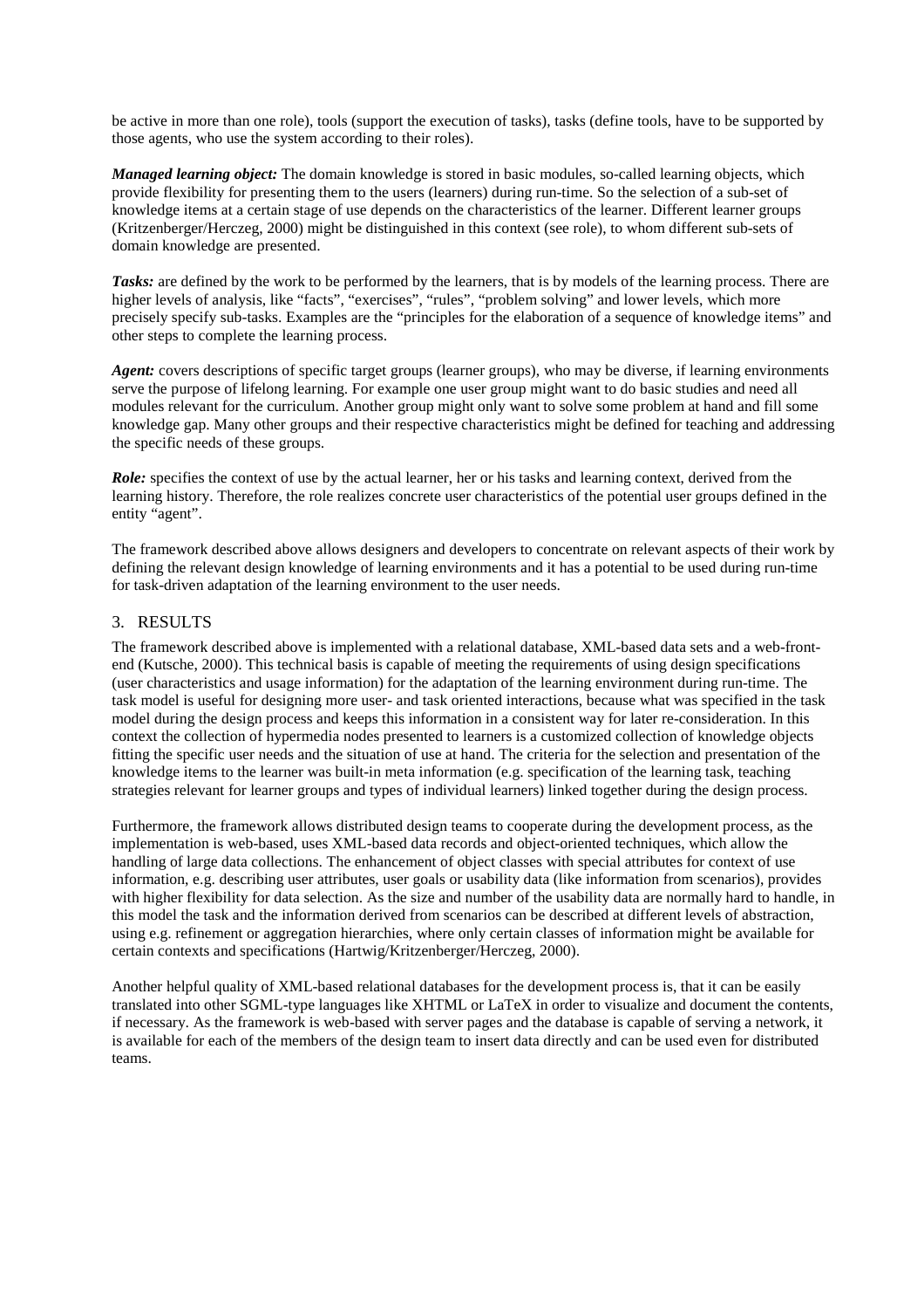be active in more than one role), tools (support the execution of tasks), tasks (define tools, have to be supported by those agents, who use the system according to their roles).

***Managed learning object:*** The domain knowledge is stored in basic modules, so-called learning objects, which provide flexibility for presenting them to the users (learners) during run-time. So the selection of a sub-set of knowledge items at a certain stage of use depends on the characteristics of the learner. Different learner groups (Kritzenberger/Herczeg, 2000) might be distinguished in this context (see role), to whom different sub-sets of domain knowledge are presented.

***Tasks:*** are defined by the work to be performed by the learners, that is by models of the learning process. There are higher levels of analysis, like "facts", "exercises", "rules", "problem solving" and lower levels, which more precisely specify sub-tasks. Examples are the "principles for the elaboration of a sequence of knowledge items" and other steps to complete the learning process.

***Agent:*** covers descriptions of specific target groups (learner groups), who may be diverse, if learning environments serve the purpose of lifelong learning. For example one user group might want to do basic studies and need all modules relevant for the curriculum. Another group might only want to solve some problem at hand and fill some knowledge gap. Many other groups and their respective characteristics might be defined for teaching and addressing the specific needs of these groups.

***Role:*** specifies the context of use by the actual learner, her or his tasks and learning context, derived from the learning history. Therefore, the role realizes concrete user characteristics of the potential user groups defined in the entity "agent".

The framework described above allows designers and developers to concentrate on relevant aspects of their work by defining the relevant design knowledge of learning environments and it has a potential to be used during run-time for task-driven adaptation of the learning environment to the user needs.

## 3. RESULTS

The framework described above is implemented with a relational database, XML-based data sets and a web-front-end (Kutsche, 2000). This technical basis is capable of meeting the requirements of using design specifications (user characteristics and usage information) for the adaptation of the learning environment during run-time. The task model is useful for designing more user- and task oriented interactions, because what was specified in the task model during the design process and keeps this information in a consistent way for later re-consideration. In this context the collection of hypermedia nodes presented to learners is a customized collection of knowledge objects fitting the specific user needs and the situation of use at hand. The criteria for the selection and presentation of the knowledge items to the learner was built-in meta information (e.g. specification of the learning task, teaching strategies relevant for learner groups and types of individual learners) linked together during the design process.

Furthermore, the framework allows distributed design teams to cooperate during the development process, as the implementation is web-based, uses XML-based data records and object-oriented techniques, which allow the handling of large data collections. The enhancement of object classes with special attributes for context of use information, e.g. describing user attributes, user goals or usability data (like information from scenarios), provides with higher flexibility for data selection. As the size and number of the usability data are normally hard to handle, in this model the task and the information derived from scenarios can be described at different levels of abstraction, using e.g. refinement or aggregation hierarchies, where only certain classes of information might be available for certain contexts and specifications (Hartwig/Kritzenberger/Herczeg, 2000).

Another helpful quality of XML-based relational databases for the development process is, that it can be easily translated into other SGML-type languages like XHTML or LaTeX in order to visualize and document the contents, if necessary. As the framework is web-based with server pages and the database is capable of serving a network, it is available for each of the members of the design team to insert data directly and can be used even for distributed teams.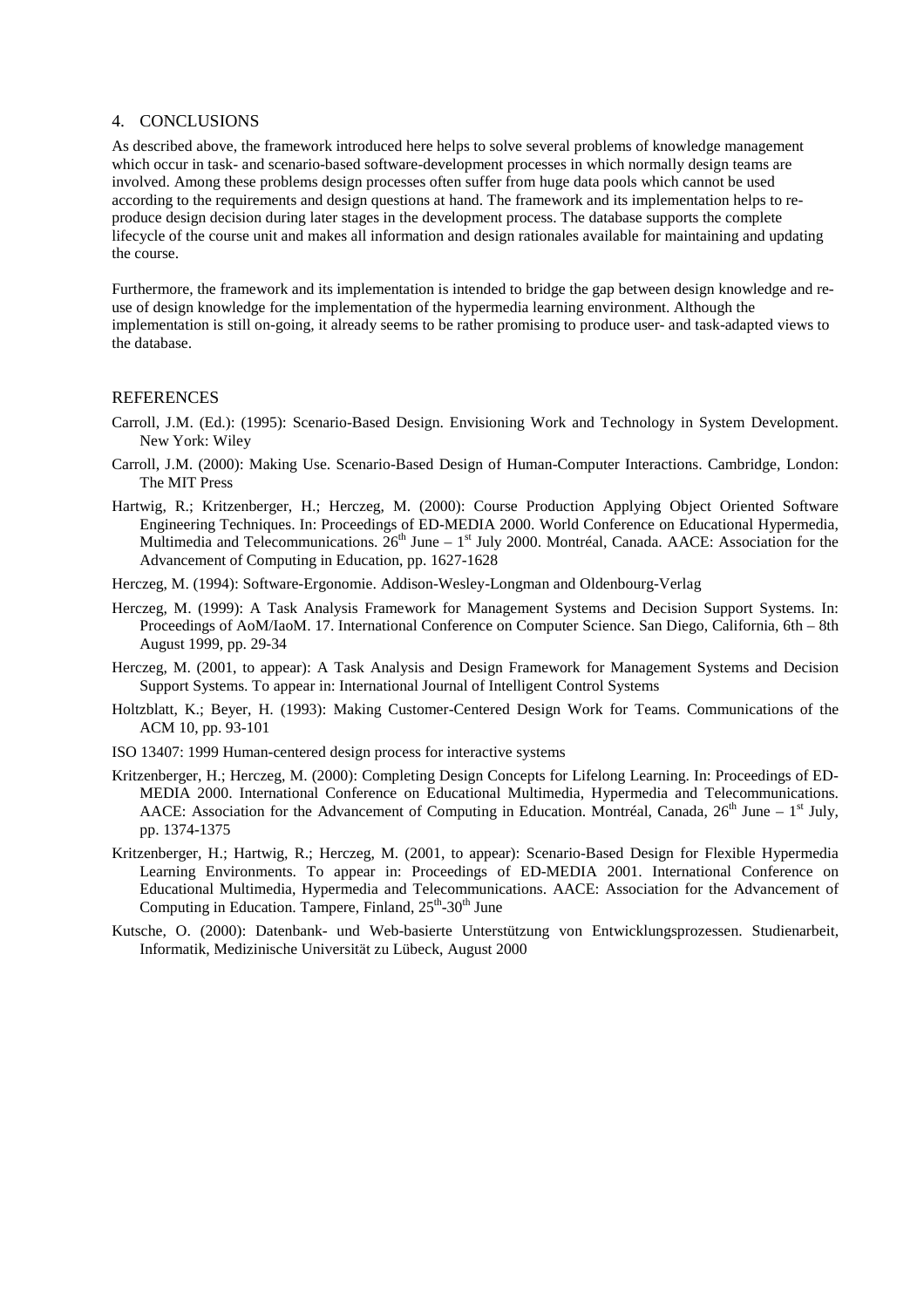## 4. CONCLUSIONS

As described above, the framework introduced here helps to solve several problems of knowledge management which occur in task- and scenario-based software-development processes in which normally design teams are involved. Among these problems design processes often suffer from huge data pools which cannot be used according to the requirements and design questions at hand. The framework and its implementation helps to re-produce design decision during later stages in the development process. The database supports the complete lifecycle of the course unit and makes all information and design rationales available for maintaining and updating the course.

Furthermore, the framework and its implementation is intended to bridge the gap between design knowledge and re-use of design knowledge for the implementation of the hypermedia learning environment. Although the implementation is still on-going, it already seems to be rather promising to produce user- and task-adapted views to the database.

## REFERENCES

Carroll, J.M. (Ed.): (1995): Scenario-Based Design. Envisioning Work and Technology in System Development. New York: Wiley

Carroll, J.M. (2000): Making Use. Scenario-Based Design of Human-Computer Interactions. Cambridge, London: The MIT Press

Hartwig, R.; Kritzenberger, H.; Herczeg, M. (2000): Course Production Applying Object Oriented Software Engineering Techniques. In: Proceedings of ED-MEDIA 2000. World Conference on Educational Hypermedia, Multimedia and Telecommunications. 26th June – 1st July 2000. Montréal, Canada. AACE: Association for the Advancement of Computing in Education, pp. 1627-1628

Herczeg, M. (1994): Software-Ergonomie. Addison-Wesley-Longman and Oldenbourg-Verlag

Herczeg, M. (1999): A Task Analysis Framework for Management Systems and Decision Support Systems. In: Proceedings of AoM/IaoM. 17. International Conference on Computer Science. San Diego, California, 6th – 8th August 1999, pp. 29-34

Herczeg, M. (2001, to appear): A Task Analysis and Design Framework for Management Systems and Decision Support Systems. To appear in: International Journal of Intelligent Control Systems

Holtzblatt, K.; Beyer, H. (1993): Making Customer-Centered Design Work for Teams. Communications of the ACM 10, pp. 93-101

ISO 13407: 1999 Human-centered design process for interactive systems

Kritzenberger, H.; Herczeg, M. (2000): Completing Design Concepts for Lifelong Learning. In: Proceedings of ED-MEDIA 2000. International Conference on Educational Multimedia, Hypermedia and Telecommunications. AACE: Association for the Advancement of Computing in Education. Montréal, Canada, 26th June – 1st July, pp. 1374-1375

Kritzenberger, H.; Hartwig, R.; Herczeg, M. (2001, to appear): Scenario-Based Design for Flexible Hypermedia Learning Environments. To appear in: Proceedings of ED-MEDIA 2001. International Conference on Educational Multimedia, Hypermedia and Telecommunications. AACE: Association for the Advancement of Computing in Education. Tampere, Finland, 25th-30th June

Kutsche, O. (2000): Datenbank- und Web-basierte Unterstützung von Entwicklungsprozessen. Studienarbeit, Informatik, Medizinische Universität zu Lübeck, August 2000